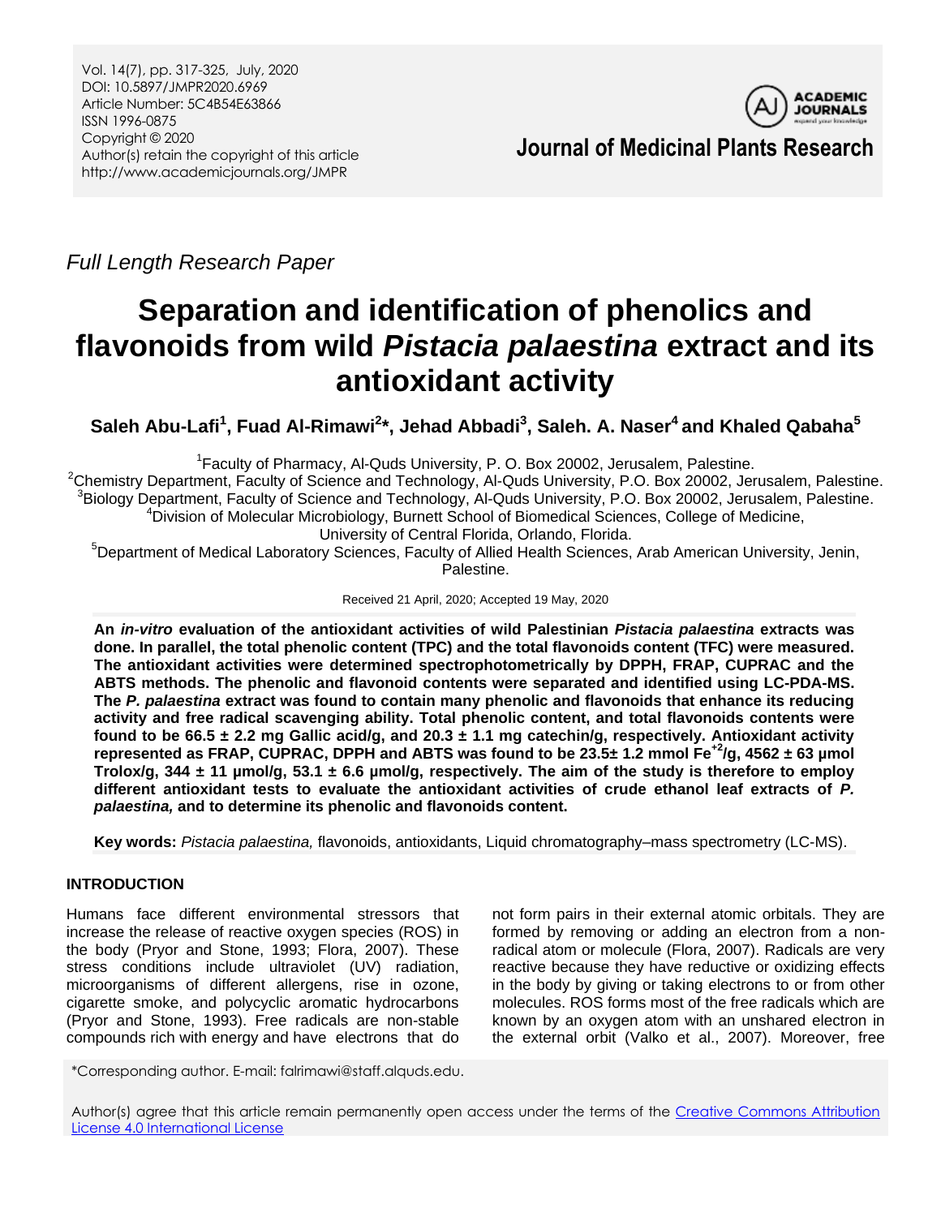*Full Length Research Paper*

# Separation and identification of phenolics and flavonoids from wild *Pistacia palaestina* extract and its antioxidant activity

**Saleh Abu-Lafi[1], Fuad Al-Rimawi[2]\*, Jehad Abbadi[3], Saleh. A. Naser[4] and Khaled Qabaha[5]**

[1]Faculty of Pharmacy, Al-Quds University, P. O. Box 20002, Jerusalem, Palestine.
[2]Chemistry Department, Faculty of Science and Technology, Al-Quds University, P.O. Box 20002, Jerusalem, Palestine.
[3]Biology Department, Faculty of Science and Technology, Al-Quds University, P.O. Box 20002, Jerusalem, Palestine.
[4]Division of Molecular Microbiology, Burnett School of Biomedical Sciences, College of Medicine, University of Central Florida, Orlando, Florida.
[5]Department of Medical Laboratory Sciences, Faculty of Allied Health Sciences, Arab American University, Jenin, Palestine.

Received 21 April, 2020; Accepted 19 May, 2020

**An *in-vitro* evaluation of the antioxidant activities of wild Palestinian *Pistacia palaestina* extracts was done. In parallel, the total phenolic content (TPC) and the total flavonoids content (TFC) were measured. The antioxidant activities were determined spectrophotometrically by DPPH, FRAP, CUPRAC and the ABTS methods. The phenolic and flavonoid contents were separated and identified using LC-PDA-MS. The *P. palaestina* extract was found to contain many phenolic and flavonoids that enhance its reducing activity and free radical scavenging ability. Total phenolic content, and total flavonoids contents were found to be 66.5 ± 2.2 mg Gallic acid/g, and 20.3 ± 1.1 mg catechin/g, respectively. Antioxidant activity represented as FRAP, CUPRAC, DPPH and ABTS was found to be 23.5± 1.2 mmol $Fe^{+2}$/g, 4562 ± 63 µmol Trolox/g, 344 ± 11 µmol/g, 53.1 ± 6.6 µmol/g, respectively. The aim of the study is therefore to employ different antioxidant tests to evaluate the antioxidant activities of crude ethanol leaf extracts of *P. palaestina,* and to determine its phenolic and flavonoids content.**

**Key words:** *Pistacia palaestina,* flavonoids, antioxidants, Liquid chromatography–mass spectrometry (LC-MS).

## INTRODUCTION

Humans face different environmental stressors that increase the release of reactive oxygen species (ROS) in the body (Pryor and Stone, 1993; Flora, 2007). These stress conditions include ultraviolet (UV) radiation, microorganisms of different allergens, rise in ozone, cigarette smoke, and polycyclic aromatic hydrocarbons (Pryor and Stone, 1993). Free radicals are non-stable compounds rich with energy and have electrons that do not form pairs in their external atomic orbitals. They are formed by removing or adding an electron from a non-radical atom or molecule (Flora, 2007). Radicals are very reactive because they have reductive or oxidizing effects in the body by giving or taking electrons to or from other molecules. ROS forms most of the free radicals which are known by an oxygen atom with an unshared electron in the external orbit (Valko et al., 2007). Moreover, free

\*Corresponding author. E-mail: falrimawi@staff.alquds.edu.

Author(s) agree that this article remain permanently open access under the terms of the Creative Commons Attribution License 4.0 International License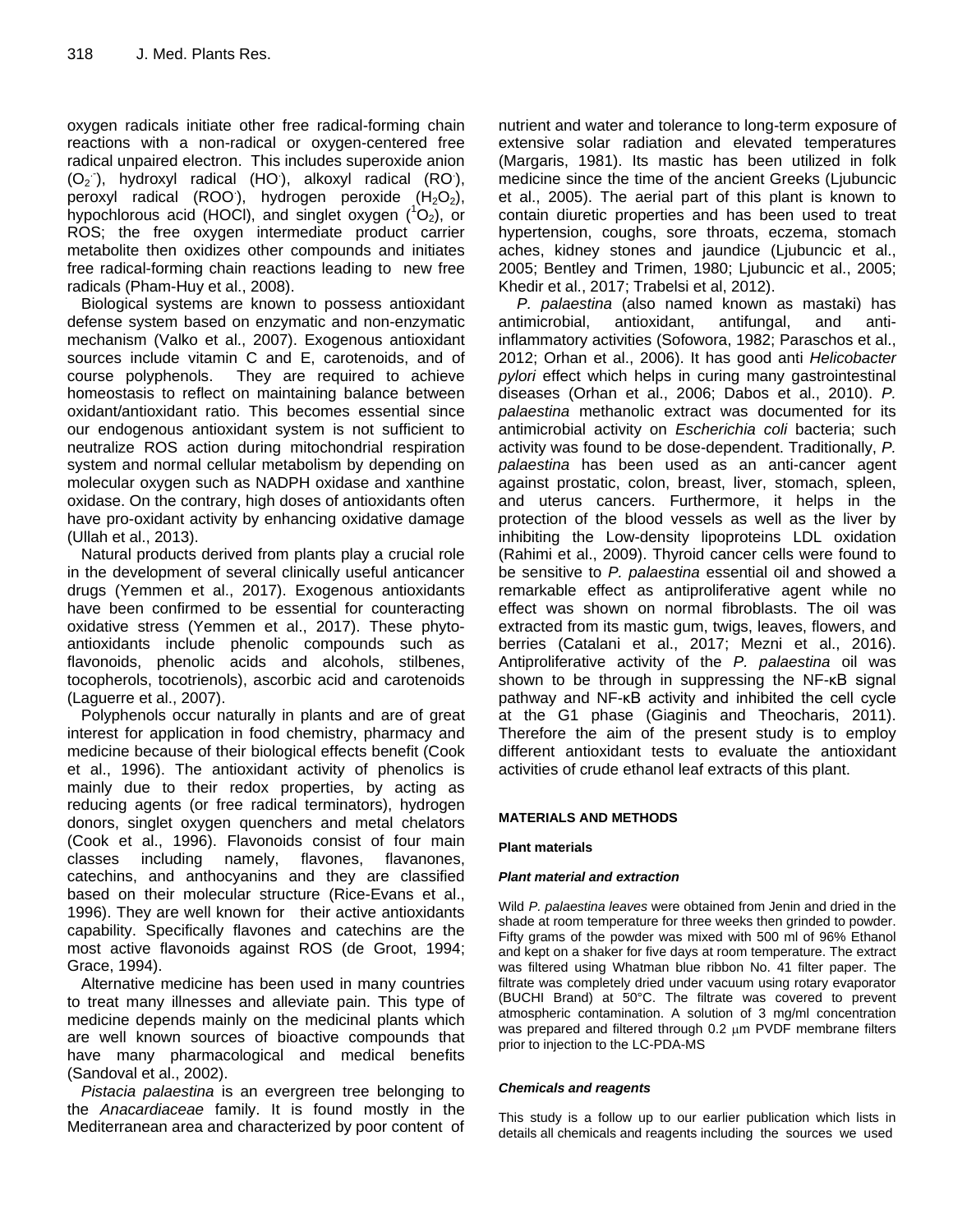oxygen radicals initiate other free radical-forming chain reactions with a non-radical or oxygen-centered free radical unpaired electron. This includes superoxide anion ($O_2^{.-}$), hydroxyl radical ($HO^{.}$), alkoxyl radical ($RO^{.}$), peroxyl radical ($ROO^{.}$), hydrogen peroxide ($H_2O_2$), hypochlorous acid (HOCl), and singlet oxygen ($^1O_2$), or ROS; the free oxygen intermediate product carrier metabolite then oxidizes other compounds and initiates free radical-forming chain reactions leading to new free radicals (Pham-Huy et al., 2008).

Biological systems are known to possess antioxidant defense system based on enzymatic and non-enzymatic mechanism (Valko et al., 2007). Exogenous antioxidant sources include vitamin C and E, carotenoids, and of course polyphenols. They are required to achieve homeostasis to reflect on maintaining balance between oxidant/antioxidant ratio. This becomes essential since our endogenous antioxidant system is not sufficient to neutralize ROS action during mitochondrial respiration system and normal cellular metabolism by depending on molecular oxygen such as NADPH oxidase and xanthine oxidase. On the contrary, high doses of antioxidants often have pro-oxidant activity by enhancing oxidative damage (Ullah et al., 2013).

Natural products derived from plants play a crucial role in the development of several clinically useful anticancer drugs (Yemmen et al., 2017). Exogenous antioxidants have been confirmed to be essential for counteracting oxidative stress (Yemmen et al., 2017). These phyto-antioxidants include phenolic compounds such as flavonoids, phenolic acids and alcohols, stilbenes, tocopherols, tocotrienols), ascorbic acid and carotenoids (Laguerre et al., 2007).

Polyphenols occur naturally in plants and are of great interest for application in food chemistry, pharmacy and medicine because of their biological effects benefit (Cook et al., 1996). The antioxidant activity of phenolics is mainly due to their redox properties, by acting as reducing agents (or free radical terminators), hydrogen donors, singlet oxygen quenchers and metal chelators (Cook et al., 1996). Flavonoids consist of four main classes including namely, flavones, flavanones, catechins, and anthocyanins and they are classified based on their molecular structure (Rice-Evans et al., 1996). They are well known for their active antioxidants capability. Specifically flavones and catechins are the most active flavonoids against ROS (de Groot, 1994; Grace, 1994).

Alternative medicine has been used in many countries to treat many illnesses and alleviate pain. This type of medicine depends mainly on the medicinal plants which are well known sources of bioactive compounds that have many pharmacological and medical benefits (Sandoval et al., 2002).

*Pistacia palaestina* is an evergreen tree belonging to the *Anacardiaceae* family. It is found mostly in the Mediterranean area and characterized by poor content of nutrient and water and tolerance to long-term exposure of extensive solar radiation and elevated temperatures (Margaris, 1981). Its mastic has been utilized in folk medicine since the time of the ancient Greeks (Ljubuncic et al., 2005). The aerial part of this plant is known to contain diuretic properties and has been used to treat hypertension, coughs, sore throats, eczema, stomach aches, kidney stones and jaundice (Ljubuncic et al., 2005; Bentley and Trimen, 1980; Ljubuncic et al., 2005; Khedir et al., 2017; Trabelsi et al, 2012).

*P. palaestina* (also named known as mastaki) has antimicrobial, antioxidant, antifungal, and anti-inflammatory activities (Sofowora, 1982; Paraschos et al., 2012; Orhan et al., 2006). It has good anti *Helicobacter pylori* effect which helps in curing many gastrointestinal diseases (Orhan et al., 2006; Dabos et al., 2010). *P. palaestina* methanolic extract was documented for its antimicrobial activity on *Escherichia coli* bacteria; such activity was found to be dose-dependent. Traditionally, *P. palaestina* has been used as an anti-cancer agent against prostatic, colon, breast, liver, stomach, spleen, and uterus cancers. Furthermore, it helps in the protection of the blood vessels as well as the liver by inhibiting the Low-density lipoproteins LDL oxidation (Rahimi et al., 2009). Thyroid cancer cells were found to be sensitive to *P. palaestina* essential oil and showed a remarkable effect as antiproliferative agent while no effect was shown on normal fibroblasts. The oil was extracted from its mastic gum, twigs, leaves, flowers, and berries (Catalani et al., 2017; Mezni et al., 2016). Antiproliferative activity of the *P. palaestina* oil was shown to be through in suppressing the NF-κB signal pathway and NF-κB activity and inhibited the cell cycle at the G1 phase (Giaginis and Theocharis, 2011). Therefore the aim of the present study is to employ different antioxidant tests to evaluate the antioxidant activities of crude ethanol leaf extracts of this plant.

## MATERIALS AND METHODS

### Plant materials

#### *Plant material and extraction*

Wild *P. palaestina leaves* were obtained from Jenin and dried in the shade at room temperature for three weeks then grinded to powder. Fifty grams of the powder was mixed with 500 ml of 96% Ethanol and kept on a shaker for five days at room temperature. The extract was filtered using Whatman blue ribbon No. 41 filter paper. The filtrate was completely dried under vacuum using rotary evaporator (BUCHI Brand) at 50°C. The filtrate was covered to prevent atmospheric contamination. A solution of 3 mg/ml concentration was prepared and filtered through 0.2 μm PVDF membrane filters prior to injection to the LC-PDA-MS

#### *Chemicals and reagents*

This study is a follow up to our earlier publication which lists in details all chemicals and reagents including the sources we used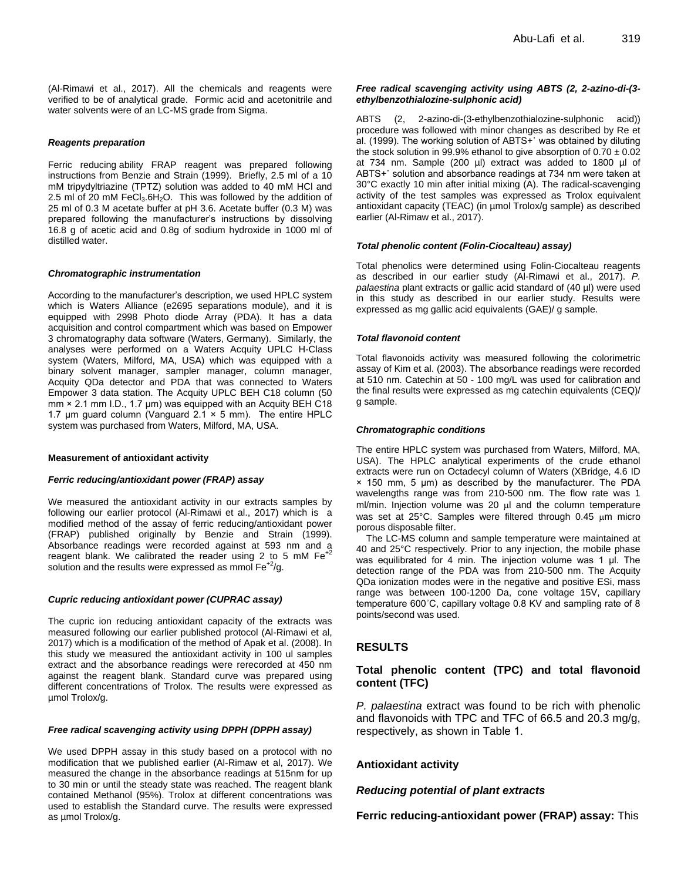(Al-Rimawi et al., 2017). All the chemicals and reagents were verified to be of analytical grade. Formic acid and acetonitrile and water solvents were of an LC-MS grade from Sigma.

### *Reagents preparation*

Ferric reducing ability FRAP reagent was prepared following instructions from Benzie and Strain (1999). Briefly, 2.5 ml of a 10 mM tripydyltriazine (TPTZ) solution was added to 40 mM HCl and 2.5 ml of 20 mM $FeCl_3.6H_2O$. This was followed by the addition of 25 ml of 0.3 M acetate buffer at pH 3.6. Acetate buffer (0.3 M) was prepared following the manufacturer's instructions by dissolving 16.8 g of acetic acid and 0.8g of sodium hydroxide in 1000 ml of distilled water.

### *Chromatographic instrumentation*

According to the manufacturer's description, we used HPLC system which is Waters Alliance (e2695 separations module), and it is equipped with 2998 Photo diode Array (PDA). It has a data acquisition and control compartment which was based on Empower 3 chromatography data software (Waters, Germany). Similarly, the analyses were performed on a Waters Acquity UPLC H-Class system (Waters, Milford, MA, USA) which was equipped with a binary solvent manager, sampler manager, column manager, Acquity QDa detector and PDA that was connected to Waters Empower 3 data station. The Acquity UPLC BEH C18 column (50 mm × 2.1 mm I.D., 1.7 µm) was equipped with an Acquity BEH C18 1.7 µm guard column (Vanguard 2.1 × 5 mm). The entire HPLC system was purchased from Waters, Milford, MA, USA.

### Measurement of antioxidant activity

#### *Ferric reducing/antioxidant power (FRAP) assay*

We measured the antioxidant activity in our extracts samples by following our earlier protocol (Al-Rimawi et al., 2017) which is a modified method of the assay of ferric reducing/antioxidant power (FRAP) published originally by Benzie and Strain (1999). Absorbance readings were recorded against at 593 nm and a reagent blank. We calibrated the reader using 2 to 5 mM $Fe^{+2}$ solution and the results were expressed as mmol $Fe^{+2}$/g.

#### *Cupric reducing antioxidant power (CUPRAC assay)*

The cupric ion reducing antioxidant capacity of the extracts was measured following our earlier published protocol (Al-Rimawi et al, 2017) which is a modification of the method of Apak et al. (2008). In this study we measured the antioxidant activity in 100 ul samples extract and the absorbance readings were rerecorded at 450 nm against the reagent blank. Standard curve was prepared using different concentrations of Trolox. The results were expressed as µmol Trolox/g.

#### *Free radical scavenging activity using DPPH (DPPH assay)*

We used DPPH assay in this study based on a protocol with no modification that we published earlier (Al-Rimaw et al, 2017). We measured the change in the absorbance readings at 515nm for up to 30 min or until the steady state was reached. The reagent blank contained Methanol (95%). Trolox at different concentrations was used to establish the Standard curve. The results were expressed as µmol Trolox/g.

#### *Free radical scavenging activity using ABTS (2, 2-azino-di-(3-ethylbenzothialozine-sulphonic acid)*

ABTS (2, 2-azino-di-(3-ethylbenzothialozine-sulphonic acid)) procedure was followed with minor changes as described by Re et al. (1999). The working solution of ABTS+˙ was obtained by diluting the stock solution in 99.9% ethanol to give absorption of 0.70 ± 0.02 at 734 nm. Sample (200 µl) extract was added to 1800 µl of ABTS+˙ solution and absorbance readings at 734 nm were taken at 30°C exactly 10 min after initial mixing (A). The radical-scavenging activity of the test samples was expressed as Trolox equivalent antioxidant capacity (TEAC) (in µmol Trolox/g sample) as described earlier (Al-Rimaw et al., 2017).

#### *Total phenolic content (Folin-Ciocalteau) assay)*

Total phenolics were determined using Folin-Ciocalteau reagents as described in our earlier study (Al-Rimawi et al., 2017). *P. palaestina* plant extracts or gallic acid standard of (40 µl) were used in this study as described in our earlier study. Results were expressed as mg gallic acid equivalents (GAE)/ g sample.

#### *Total flavonoid content*

Total flavonoids activity was measured following the colorimetric assay of Kim et al. (2003). The absorbance readings were recorded at 510 nm. Catechin at 50 - 100 mg/L was used for calibration and the final results were expressed as mg catechin equivalents (CEQ)/ g sample.

### *Chromatographic conditions*

The entire HPLC system was purchased from Waters, Milford, MA, USA. The HPLC analytical experiments of the crude ethanol extracts were run on Octadecyl column of Waters (XBridge, 4.6 ID × 150 mm, 5 µm) as described by the manufacturer. The PDA wavelengths range was from 210-500 nm. The flow rate was 1 ml/min. Injection volume was 20 µl and the column temperature was set at 25°C. Samples were filtered through 0.45 µm micro porous disposable filter.

The LC-MS column and sample temperature were maintained at 40 and 25°C respectively. Prior to any injection, the mobile phase was equilibrated for 4 min. The injection volume was 1 µl. The detection range of the PDA was from 210-500 nm. The Acquity QDa ionization modes were in the negative and positive ESi, mass range was between 100-1200 Da, cone voltage 15V, capillary temperature 600˚C, capillary voltage 0.8 KV and sampling rate of 8 points/second was used.

## RESULTS

### Total phenolic content (TPC) and total flavonoid content (TFC)

*P. palaestina* extract was found to be rich with phenolic and flavonoids with TPC and TFC of 66.5 and 20.3 mg/g, respectively, as shown in Table 1.

### Antioxidant activity

#### *Reducing potential of plant extracts*

**Ferric reducing-antioxidant power (FRAP) assay:** This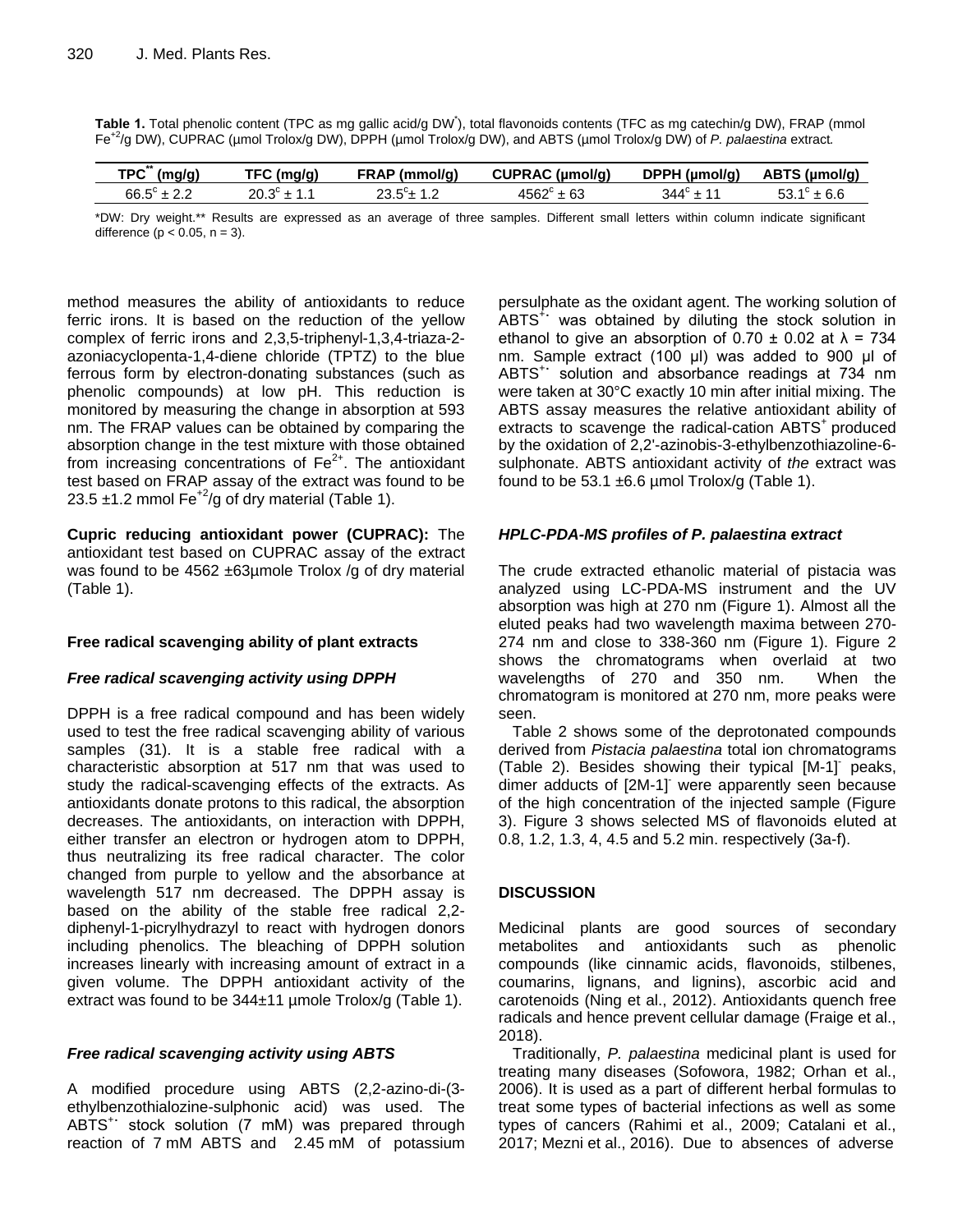**Table 1.** Total phenolic content (TPC as mg gallic acid/g DW[*]), total flavonoids contents (TFC as mg catechin/g DW), FRAP (mmol $Fe^{+2}$/g DW), CUPRAC (µmol Trolox/g DW), DPPH (µmol Trolox/g DW), and ABTS (µmol Trolox/g DW) of *P. palaestina* extract.

| TPC[**] (mg/g) | TFC (mg/g) | FRAP (mmol/g) | CUPRAC (µmol/g) | DPPH (µmol/g) | ABTS (µmol/g) |
|---|---|---|---|---|---|
| $66.5^c \pm 2.2$ | $20.3^c \pm 1.1$ | $23.5^c \pm 1.2$ | $4562^c \pm 63$ | $344^c \pm 11$ | $53.1^c \pm 6.6$ |

*DW: Dry weight.** Results are expressed as an average of three samples. Different small letters within column indicate significant difference ($p < 0.05$, $n = 3$).

method measures the ability of antioxidants to reduce ferric irons. It is based on the reduction of the yellow complex of ferric irons and 2,3,5-triphenyl-1,3,4-triaza-2-azoniacyclopenta-1,4-diene chloride (TPTZ) to the blue ferrous form by electron-donating substances (such as phenolic compounds) at low pH. This reduction is monitored by measuring the change in absorption at 593 nm. The FRAP values can be obtained by comparing the absorption change in the test mixture with those obtained from increasing concentrations of $Fe^{2+}$. The antioxidant test based on FRAP assay of the extract was found to be 23.5 ±1.2 mmol $Fe^{+2}$/g of dry material (Table 1).

**Cupric reducing antioxidant power (CUPRAC):** The antioxidant test based on CUPRAC assay of the extract was found to be 4562 ±63µmole Trolox /g of dry material (Table 1).

### Free radical scavenging ability of plant extracts

#### *Free radical scavenging activity using DPPH*

DPPH is a free radical compound and has been widely used to test the free radical scavenging ability of various samples (31). It is a stable free radical with a characteristic absorption at 517 nm that was used to study the radical-scavenging effects of the extracts. As antioxidants donate protons to this radical, the absorption decreases. The antioxidants, on interaction with DPPH, either transfer an electron or hydrogen atom to DPPH, thus neutralizing its free radical character. The color changed from purple to yellow and the absorbance at wavelength 517 nm decreased. The DPPH assay is based on the ability of the stable free radical 2,2-diphenyl-1-picrylhydrazyl to react with hydrogen donors including phenolics. The bleaching of DPPH solution increases linearly with increasing amount of extract in a given volume. The DPPH antioxidant activity of the extract was found to be 344±11 µmole Trolox/g (Table 1).

#### *Free radical scavenging activity using ABTS*

A modified procedure using ABTS (2,2-azino-di-(3-ethylbenzothialozine-sulphonic acid) was used. The $ABTS^{+\cdot}$ stock solution (7 mM) was prepared through reaction of 7 mM ABTS and 2.45 mM of potassium persulphate as the oxidant agent. The working solution of $ABTS^{+\cdot}$ was obtained by diluting the stock solution in ethanol to give an absorption of 0.70 ± 0.02 at $\lambda$ = 734 nm. Sample extract (100 µl) was added to 900 µl of $ABTS^{+\cdot}$ solution and absorbance readings at 734 nm were taken at 30°C exactly 10 min after initial mixing. The ABTS assay measures the relative antioxidant ability of extracts to scavenge the radical-cation $ABTS^{+}$ produced by the oxidation of 2,2'-azinobis-3-ethylbenzothiazoline-6-sulphonate. ABTS antioxidant activity of *the* extract was found to be 53.1 ±6.6 µmol Trolox/g (Table 1).

#### *HPLC-PDA-MS profiles of P. palaestina extract*

The crude extracted ethanolic material of pistacia was analyzed using LC-PDA-MS instrument and the UV absorption was high at 270 nm (Figure 1). Almost all the eluted peaks had two wavelength maxima between 270-274 nm and close to 338-360 nm (Figure 1). Figure 2 shows the chromatograms when overlaid at two wavelengths of 270 and 350 nm. When the chromatogram is monitored at 270 nm, more peaks were seen.

Table 2 shows some of the deprotonated compounds derived from *Pistacia palaestina* total ion chromatograms (Table 2). Besides showing their typical $[M-1]^-$ peaks, dimer adducts of $[2M-1]^-$ were apparently seen because of the high concentration of the injected sample (Figure 3). Figure 3 shows selected MS of flavonoids eluted at 0.8, 1.2, 1.3, 4, 4.5 and 5.2 min. respectively (3a-f).

## DISCUSSION

Medicinal plants are good sources of secondary metabolites and antioxidants such as phenolic compounds (like cinnamic acids, flavonoids, stilbenes, coumarins, lignans, and lignins), ascorbic acid and carotenoids (Ning et al., 2012). Antioxidants quench free radicals and hence prevent cellular damage (Fraige et al., 2018).

Traditionally, *P. palaestina* medicinal plant is used for treating many diseases (Sofowora, 1982; Orhan et al., 2006). It is used as a part of different herbal formulas to treat some types of bacterial infections as well as some types of cancers (Rahimi et al., 2009; Catalani et al., 2017; Mezni et al., 2016). Due to absences of adverse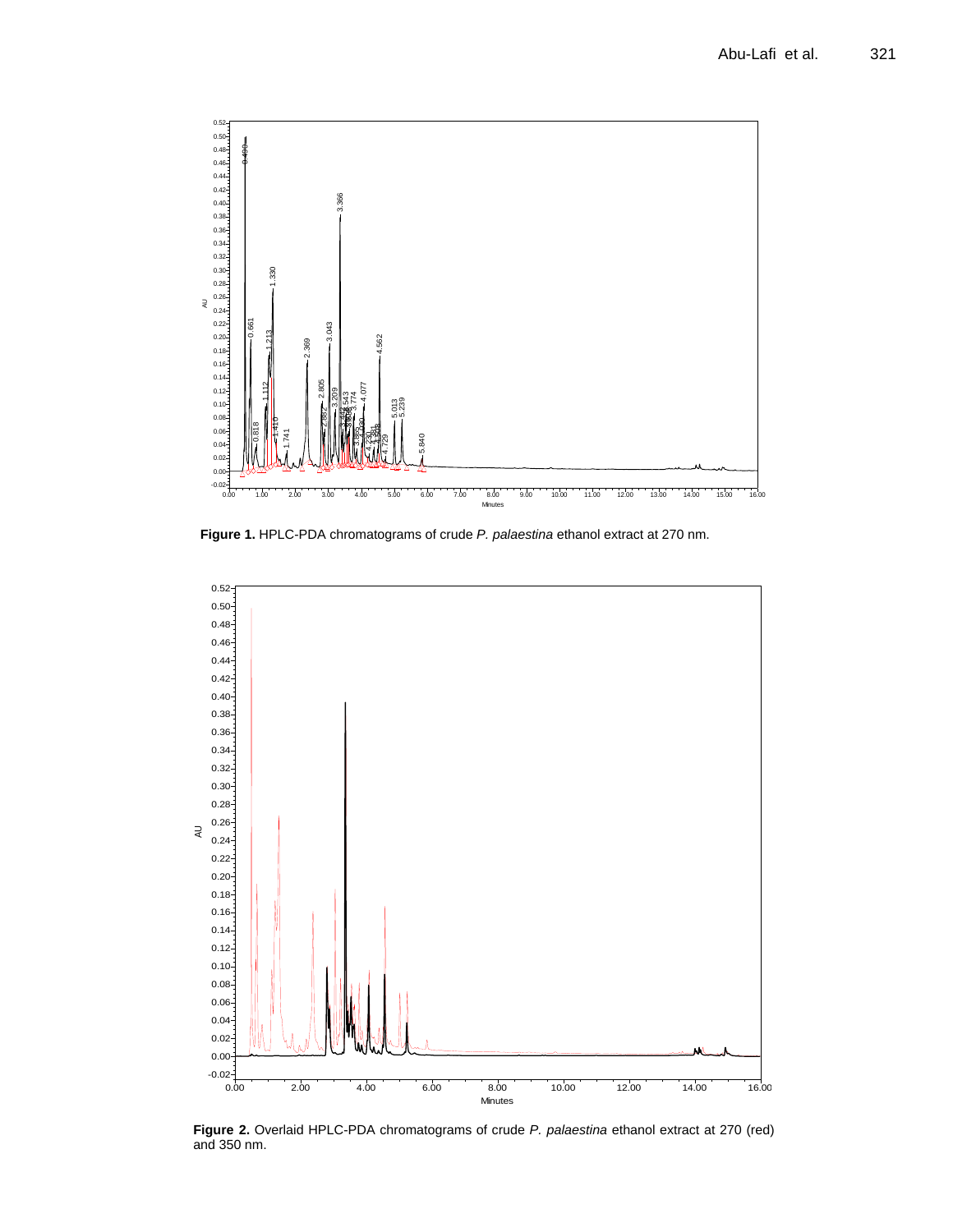**Figure 1.** HPLC-PDA chromatograms of crude *P. palaestina* ethanol extract at 270 nm.

**Figure 2.** Overlaid HPLC-PDA chromatograms of crude *P. palaestina* ethanol extract at 270 (red) and 350 nm.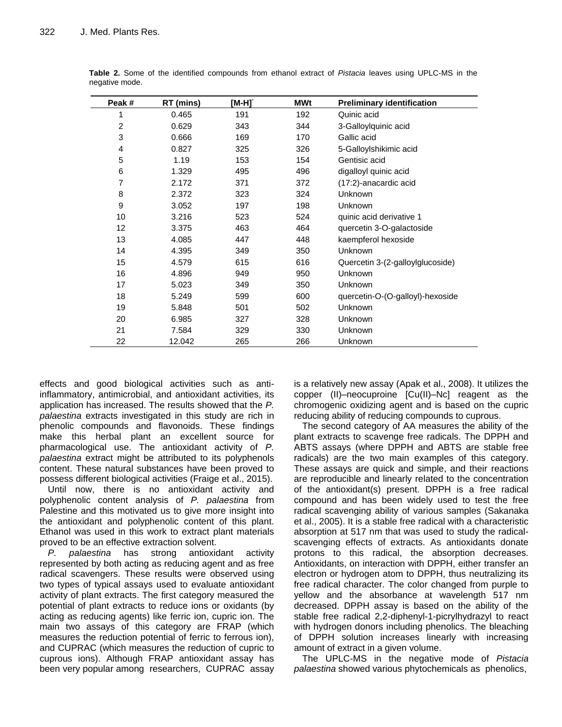**Table 2.** Some of the identified compounds from ethanol extract of *Pistacia* leaves using UPLC-MS in the negative mode.

| Peak # | RT (mins) | $[M-H]^-$ | MWt | Preliminary identification |
|---|---|---|---|---|
| 1 | 0.465 | 191 | 192 | Quinic acid |
| 2 | 0.629 | 343 | 344 | 3-Galloylquinic acid |
| 3 | 0.666 | 169 | 170 | Gallic acid |
| 4 | 0.827 | 325 | 326 | 5-Galloylshikimic acid |
| 5 | 1.19 | 153 | 154 | Gentisic acid |
| 6 | 1.329 | 495 | 496 | digalloyl quinic acid |
| 7 | 2.172 | 371 | 372 | (17:2)-anacardic acid |
| 8 | 2.372 | 323 | 324 | Unknown |
| 9 | 3.052 | 197 | 198 | Unknown |
| 10 | 3.216 | 523 | 524 | quinic acid derivative 1 |
| 12 | 3.375 | 463 | 464 | quercetin 3-O-galactoside |
| 13 | 4.085 | 447 | 448 | kaempferol hexoside |
| 14 | 4.395 | 349 | 350 | Unknown |
| 15 | 4.579 | 615 | 616 | Quercetin 3-(2-galloylglucoside) |
| 16 | 4.896 | 949 | 950 | Unknown |
| 17 | 5.023 | 349 | 350 | Unknown |
| 18 | 5.249 | 599 | 600 | quercetin-O-(O-galloyl)-hexoside |
| 19 | 5.848 | 501 | 502 | Unknown |
| 20 | 6.985 | 327 | 328 | Unknown |
| 21 | 7.584 | 329 | 330 | Unknown |
| 22 | 12.042 | 265 | 266 | Unknown |

effects and good biological activities such as anti-inflammatory, antimicrobial, and antioxidant activities, its application has increased. The results showed that the *P. palaestina* extracts investigated in this study are rich in phenolic compounds and flavonoids. These findings make this herbal plant an excellent source for pharmacological use. The antioxidant activity of *P. palaestina* extract might be attributed to its polyphenols content. These natural substances have been proved to possess different biological activities (Fraige et al., 2015).

Until now, there is no antioxidant activity and polyphenolic content analysis of *P. palaestina* from Palestine and this motivated us to give more insight into the antioxidant and polyphenolic content of this plant. Ethanol was used in this work to extract plant materials proved to be an effective extraction solvent.

*P. palaestina* has strong antioxidant activity represented by both acting as reducing agent and as free radical scavengers. These results were observed using two types of typical assays used to evaluate antioxidant activity of plant extracts. The first category measured the potential of plant extracts to reduce ions or oxidants (by acting as reducing agents) like ferric ion, cupric ion. The main two assays of this category are FRAP (which measures the reduction potential of ferric to ferrous ion), and CUPRAC (which measures the reduction of cupric to cuprous ions). Although FRAP antioxidant assay has been very popular among researchers, CUPRAC assay is a relatively new assay (Apak et al., 2008). It utilizes the copper (II)–neocuproine [Cu(II)–Nc] reagent as the chromogenic oxidizing agent and is based on the cupric reducing ability of reducing compounds to cuprous.

The second category of AA measures the ability of the plant extracts to scavenge free radicals. The DPPH and ABTS assays (where DPPH and ABTS are stable free radicals) are the two main examples of this category. These assays are quick and simple, and their reactions are reproducible and linearly related to the concentration of the antioxidant(s) present. DPPH is a free radical compound and has been widely used to test the free radical scavenging ability of various samples (Sakanaka et al., 2005). It is a stable free radical with a characteristic absorption at 517 nm that was used to study the radical-scavenging effects of extracts. As antioxidants donate protons to this radical, the absorption decreases. Antioxidants, on interaction with DPPH, either transfer an electron or hydrogen atom to DPPH, thus neutralizing its free radical character. The color changed from purple to yellow and the absorbance at wavelength 517 nm decreased. DPPH assay is based on the ability of the stable free radical 2,2-diphenyl-1-picrylhydrazyl to react with hydrogen donors including phenolics. The bleaching of DPPH solution increases linearly with increasing amount of extract in a given volume.

The UPLC-MS in the negative mode of *Pistacia palaestina* showed various phytochemicals as phenolics,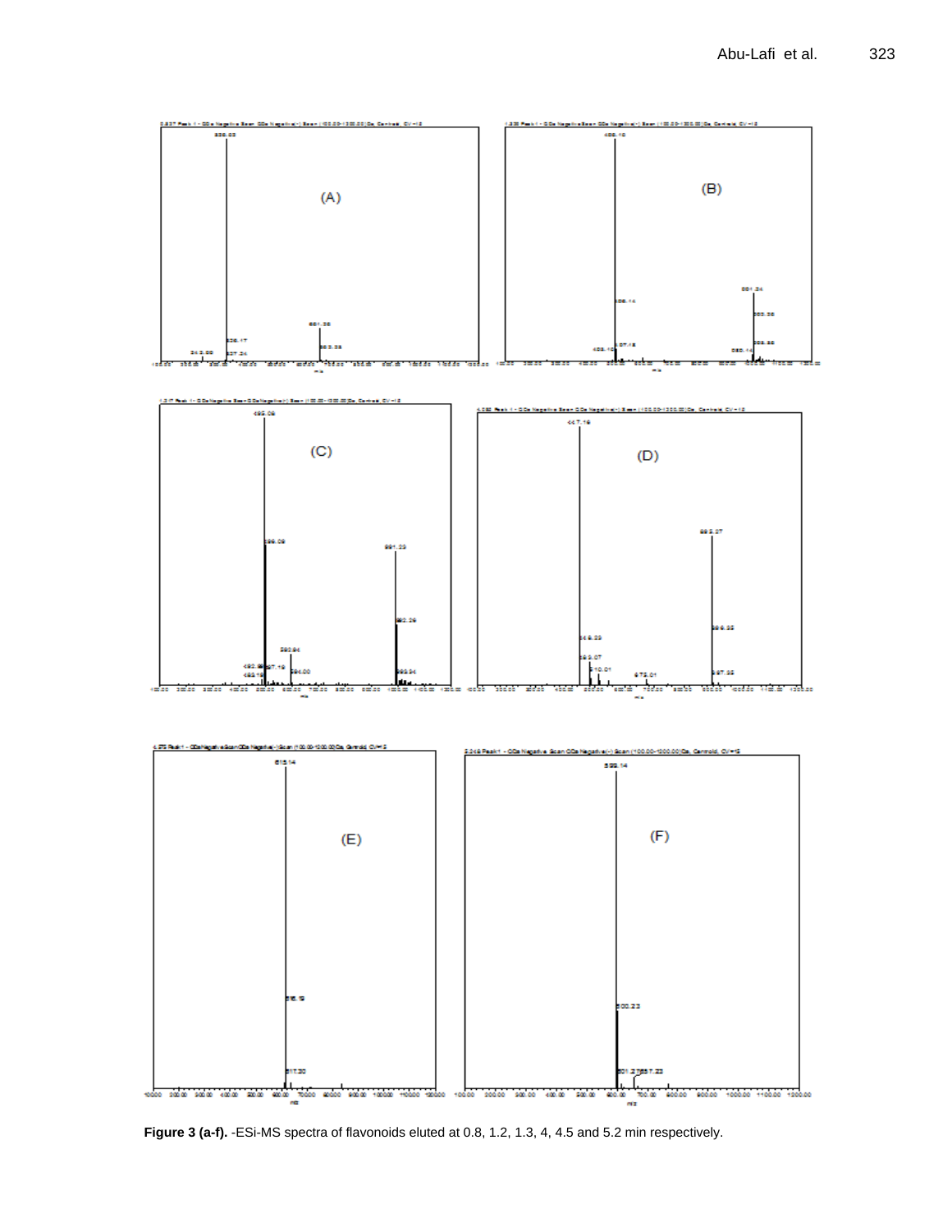**Figure 3 (a-f).** -ESi-MS spectra of flavonoids eluted at 0.8, 1.2, 1.3, 4, 4.5 and 5.2 min respectively.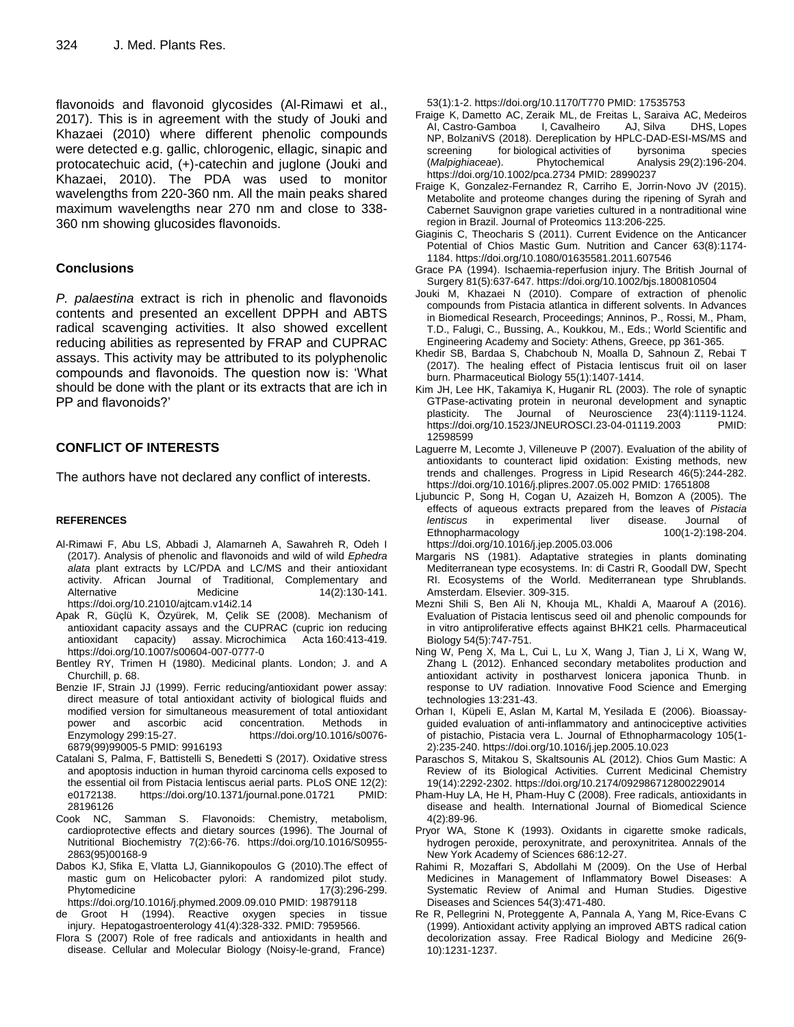flavonoids and flavonoid glycosides (Al-Rimawi et al., 2017). This is in agreement with the study of Jouki and Khazaei (2010) where different phenolic compounds were detected e.g. gallic, chlorogenic, ellagic, sinapic and protocatechuic acid, (+)-catechin and juglone (Jouki and Khazaei, 2010). The PDA was used to monitor wavelengths from 220-360 nm. All the main peaks shared maximum wavelengths near 270 nm and close to 338-360 nm showing glucosides flavonoids.

## Conclusions

*P. palaestina* extract is rich in phenolic and flavonoids contents and presented an excellent DPPH and ABTS radical scavenging activities. It also showed excellent reducing abilities as represented by FRAP and CUPRAC assays. This activity may be attributed to its polyphenolic compounds and flavonoids. The question now is: 'What should be done with the plant or its extracts that are ich in PP and flavonoids?'

## CONFLICT OF INTERESTS

The authors have not declared any conflict of interests.

## REFERENCES

Al-Rimawi F, Abu LS, Abbadi J, Alamarneh A, Sawahreh R, Odeh I (2017). Analysis of phenolic and flavonoids and wild of wild *Ephedra alata* plant extracts by LC/PDA and LC/MS and their antioxidant activity. African Journal of Traditional, Complementary and Alternative Medicine 14(2):130-141. https://doi.org/10.21010/ajtcam.v14i2.14

Apak R, Güçlü K, Özyürek, M, Çelik SE (2008). Mechanism of antioxidant capacity assays and the CUPRAC (cupric ion reducing antioxidant capacity) assay. Microchimica Acta 160:413-419. https://doi.org/10.1007/s00604-007-0777-0

Bentley RY, Trimen H (1980). Medicinal plants. London; J. and A Churchill, p. 68.

Benzie IF, Strain JJ (1999). Ferric reducing/antioxidant power assay: direct measure of total antioxidant activity of biological fluids and modified version for simultaneous measurement of total antioxidant power and ascorbic acid concentration. Methods in Enzymology 299:15-27. https://doi.org/10.1016/s0076-6879(99)99005-5 PMID: 9916193

Catalani S, Palma, F, Battistelli S, Benedetti S (2017). Oxidative stress and apoptosis induction in human thyroid carcinoma cells exposed to the essential oil from Pistacia lentiscus aerial parts. PLoS ONE 12(2): e0172138. https://doi.org/10.1371/journal.pone.01721 PMID: 28196126

Cook NC, Samman S. Flavonoids: Chemistry, metabolism, cardioprotective effects and dietary sources (1996). The Journal of Nutritional Biochemistry 7(2):66-76. https://doi.org/10.1016/S0955-2863(95)00168-9

Dabos KJ, Sfika E, Vlatta LJ, Giannikopoulos G (2010).The effect of mastic gum on Helicobacter pylori: A randomized pilot study. Phytomedicine 17(3):296-299. https://doi.org/10.1016/j.phymed.2009.09.010 PMID: 19879118

de Groot H (1994). Reactive oxygen species in tissue injury. Hepatogastroenterology 41(4):328-332. PMID: 7959566.

Flora S (2007) Role of free radicals and antioxidants in health and disease. Cellular and Molecular Biology (Noisy-le-grand, France) 53(1):1-2. https://doi.org/10.1170/T770 PMID: 17535753

Fraige K, Dametto AC, Zeraik ML, de Freitas L, Saraiva AC, Medeiros AI, Castro-Gamboa I, Cavalheiro AJ, Silva DHS, Lopes NP, BolzaniVS (2018). Dereplication by HPLC-DAD-ESI-MS/MS and screening for biological activities of byrsonima species (*Malpighiaceae*). Phytochemical Analysis 29(2):196-204. https://doi.org/10.1002/pca.2734 PMID: 28990237

Fraige K, Gonzalez-Fernandez R, Carriho E, Jorrin-Novo JV (2015). Metabolite and proteome changes during the ripening of Syrah and Cabernet Sauvignon grape varieties cultured in a nontraditional wine region in Brazil. Journal of Proteomics 113:206-225.

Giaginis C, Theocharis S (2011). Current Evidence on the Anticancer Potential of Chios Mastic Gum. Nutrition and Cancer 63(8):1174-1184. https://doi.org/10.1080/01635581.2011.607546

Grace PA (1994). Ischaemia-reperfusion injury. The British Journal of Surgery 81(5):637-647. https://doi.org/10.1002/bjs.1800810504

Jouki M, Khazaei N (2010). Compare of extraction of phenolic compounds from Pistacia atlantica in different solvents. In Advances in Biomedical Research, Proceedings; Anninos, P., Rossi, M., Pham, T.D., Falugi, C., Bussing, A., Koukkou, M., Eds.; World Scientific and Engineering Academy and Society: Athens, Greece, pp 361-365.

Khedir SB, Bardaa S, Chabchoub N, Moalla D, Sahnoun Z, Rebai T (2017). The healing effect of Pistacia lentiscus fruit oil on laser burn. Pharmaceutical Biology 55(1):1407-1414.

Kim JH, Lee HK, Takamiya K, Huganir RL (2003). The role of synaptic GTPase-activating protein in neuronal development and synaptic plasticity. The Journal of Neuroscience 23(4):1119-1124. https://doi.org/10.1523/JNEUROSCI.23-04-01119.2003 PMID: 12598599

Laguerre M, Lecomte J, Villeneuve P (2007). Evaluation of the ability of antioxidants to counteract lipid oxidation: Existing methods, new trends and challenges. Progress in Lipid Research 46(5):244-282. https://doi.org/10.1016/j.plipres.2007.05.002 PMID: 17651808

Ljubuncic P, Song H, Cogan U, Azaizeh H, Bomzon A (2005). The effects of aqueous extracts prepared from the leaves of *Pistacia lentiscus* in experimental liver disease. Journal of Ethnopharmacology 100(1-2):198-204. https://doi.org/10.1016/j.jep.2005.03.006

Margaris NS (1981). Adaptative strategies in plants dominating Mediterranean type ecosystems. In: di Castri R, Goodall DW, Specht RI. Ecosystems of the World. Mediterranean type Shrublands. Amsterdam. Elsevier. 309-315.

Mezni Shili S, Ben Ali N, Khouja ML, Khaldi A, Maarouf A (2016). Evaluation of Pistacia lentiscus seed oil and phenolic compounds for in vitro antiproliferative effects against BHK21 cells. Pharmaceutical Biology 54(5):747-751.

Ning W, Peng X, Ma L, Cui L, Lu X, Wang J, Tian J, Li X, Wang W, Zhang L (2012). Enhanced secondary metabolites production and antioxidant activity in postharvest lonicera japonica Thunb. in response to UV radiation. Innovative Food Science and Emerging technologies 13:231-43.

Orhan I, Küpeli E, Aslan M, Kartal M, Yesilada E (2006). Bioassay-guided evaluation of anti-inflammatory and antinociceptive activities of pistachio, Pistacia vera L. Journal of Ethnopharmacology 105(1-2):235-240. https://doi.org/10.1016/j.jep.2005.10.023

Paraschos S, Mitakou S, Skaltsounis AL (2012). Chios Gum Mastic: A Review of its Biological Activities. Current Medicinal Chemistry 19(14):2292-2302. https://doi.org/10.2174/092986712800229014

Pham-Huy LA, He H, Pham-Huy C (2008). Free radicals, antioxidants in disease and health. International Journal of Biomedical Science 4(2):89-96.

Pryor WA, Stone K (1993). Oxidants in cigarette smoke radicals, hydrogen peroxide, peroxynitrate, and peroxynitritea. Annals of the New York Academy of Sciences 686:12-27.

Rahimi R, Mozaffari S, Abdollahi M (2009). On the Use of Herbal Medicines in Management of Inflammatory Bowel Diseases: A Systematic Review of Animal and Human Studies. Digestive Diseases and Sciences 54(3):471-480.

Re R, Pellegrini N, Proteggente A, Pannala A, Yang M, Rice-Evans C (1999). Antioxidant activity applying an improved ABTS radical cation decolorization assay. Free Radical Biology and Medicine 26(9-10):1231-1237.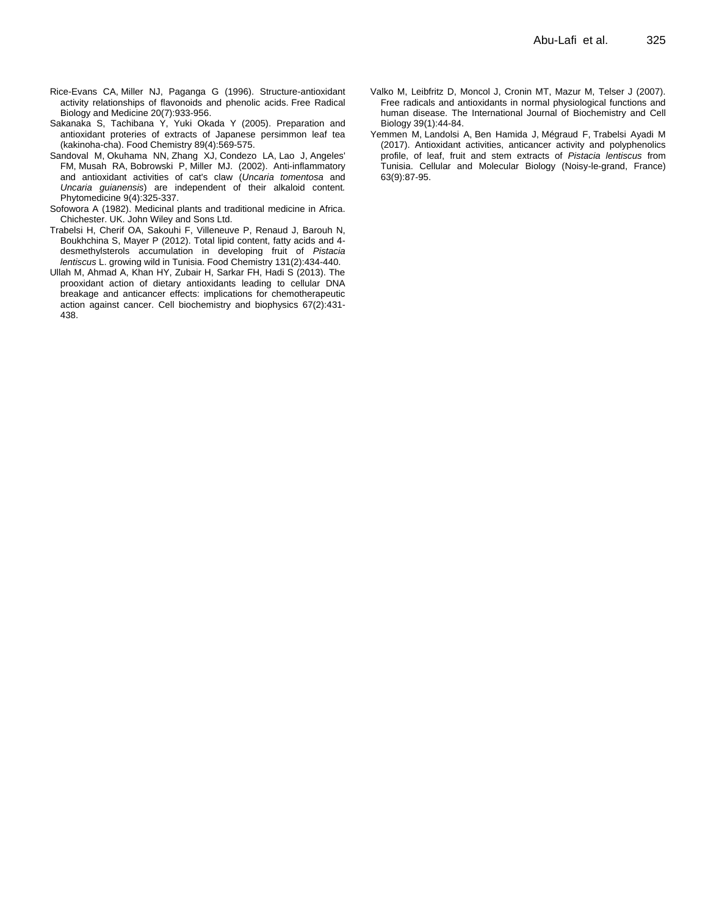Rice-Evans CA, Miller NJ, Paganga G (1996). Structure-antioxidant activity relationships of flavonoids and phenolic acids. Free Radical Biology and Medicine 20(7):933-956.

Sakanaka S, Tachibana Y, Yuki Okada Y (2005). Preparation and antioxidant proteries of extracts of Japanese persimmon leaf tea (kakinoha-cha). Food Chemistry 89(4):569-575.

Sandoval M, Okuhama NN, Zhang XJ, Condezo LA, Lao J, Angeles' FM, Musah RA, Bobrowski P, Miller MJ. (2002). Anti-inflammatory and antioxidant activities of cat's claw (*Uncaria tomentosa* and *Uncaria guianensis*) are independent of their alkaloid content. Phytomedicine 9(4):325-337.

Sofowora A (1982). Medicinal plants and traditional medicine in Africa. Chichester. UK. John Wiley and Sons Ltd.

Trabelsi H, Cherif OA, Sakouhi F, Villeneuve P, Renaud J, Barouh N, Boukhchina S, Mayer P (2012). Total lipid content, fatty acids and 4-desmethylsterols accumulation in developing fruit of *Pistacia lentiscus* L. growing wild in Tunisia. Food Chemistry 131(2):434-440.

Ullah M, Ahmad A, Khan HY, Zubair H, Sarkar FH, Hadi S (2013). The prooxidant action of dietary antioxidants leading to cellular DNA breakage and anticancer effects: implications for chemotherapeutic action against cancer. Cell biochemistry and biophysics 67(2):431-438.

Valko M, Leibfritz D, Moncol J, Cronin MT, Mazur M, Telser J (2007). Free radicals and antioxidants in normal physiological functions and human disease. The International Journal of Biochemistry and Cell Biology 39(1):44-84.

Yemmen M, Landolsi A, Ben Hamida J, Mégraud F, Trabelsi Ayadi M (2017). Antioxidant activities, anticancer activity and polyphenolics profile, of leaf, fruit and stem extracts of *Pistacia lentiscus* from Tunisia. Cellular and Molecular Biology (Noisy-le-grand, France) 63(9):87-95.